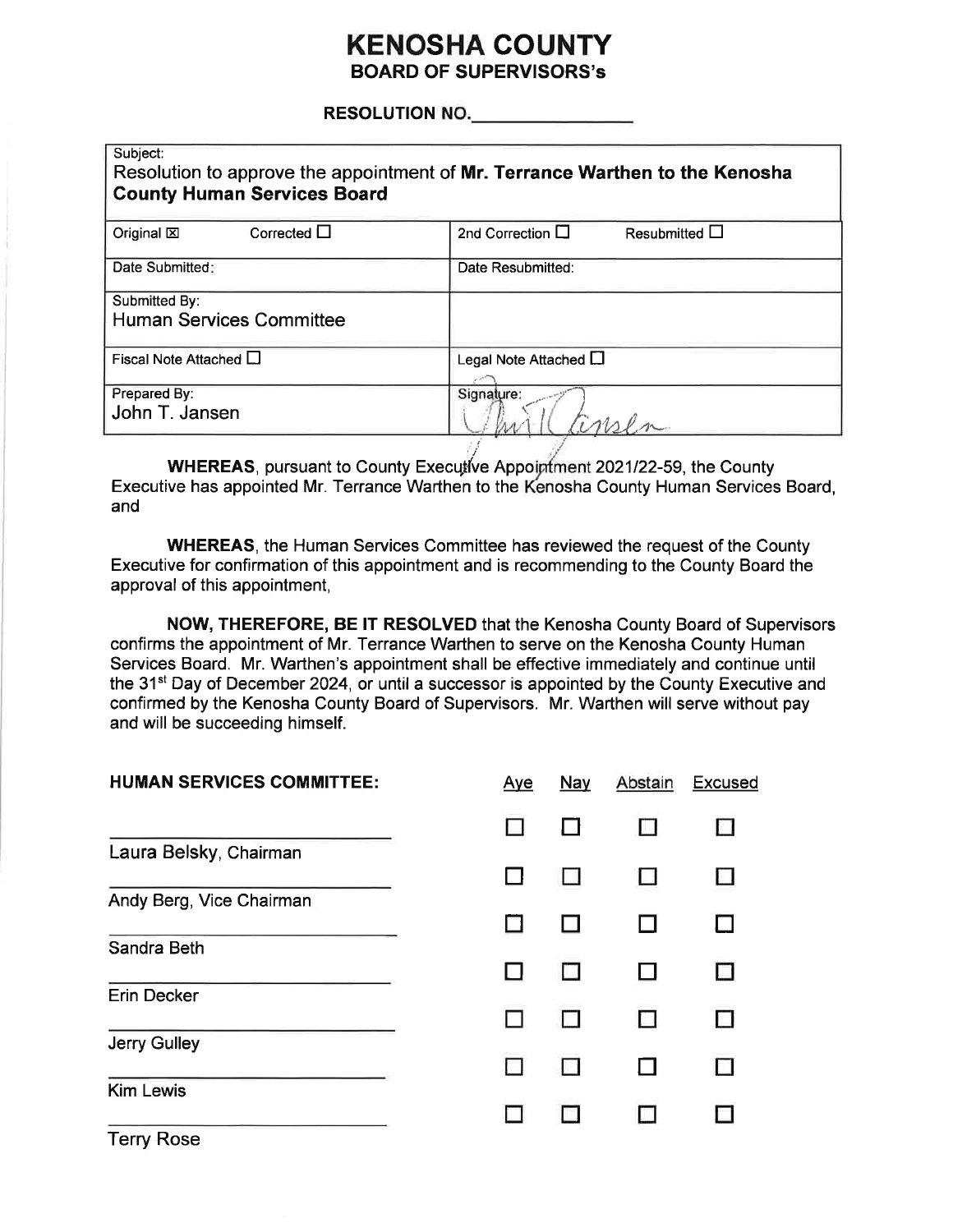# KENOSHA COUNTY
## BOARD OF SUPERVISORS's

**RESOLUTION NO.________________**

| Subject: Resolution to approve the appointment of **Mr. Terrance Warthen to the Kenosha County Human Services Board** | |
|---|---|
| Original ☒ Corrected ☐ | 2nd Correction ☐ Resubmitted ☐ |
| Date Submitted: | Date Resubmitted: |
| Submitted By: Human Services Committee | |
| Fiscal Note Attached ☐ | Legal Note Attached ☐ |
| Prepared By: John T. Jansen | Signature: John T. Jansen |

**WHEREAS**, pursuant to County Executive Appointment 2021/22-59, the County Executive has appointed Mr. Terrance Warthen to the Kenosha County Human Services Board, and

**WHEREAS**, the Human Services Committee has reviewed the request of the County Executive for confirmation of this appointment and is recommending to the County Board the approval of this appointment,

**NOW, THEREFORE, BE IT RESOLVED** that the Kenosha County Board of Supervisors confirms the appointment of Mr. Terrance Warthen to serve on the Kenosha County Human Services Board. Mr. Warthen's appointment shall be effective immediately and continue until the 31st Day of December 2024, or until a successor is appointed by the County Executive and confirmed by the Kenosha County Board of Supervisors. Mr. Warthen will serve without pay and will be succeeding himself.

| HUMAN SERVICES COMMITTEE: | Aye | Nay | Abstain | Excused |
|---|---|---|---|---|
| Laura Belsky, Chairman | ☐ | ☐ | ☐ | ☐ |
| Andy Berg, Vice Chairman | ☐ | ☐ | ☐ | ☐ |
| Sandra Beth | ☐ | ☐ | ☐ | ☐ |
| Erin Decker | ☐ | ☐ | ☐ | ☐ |
| Jerry Gulley | ☐ | ☐ | ☐ | ☐ |
| Kim Lewis | ☐ | ☐ | ☐ | ☐ |
| Terry Rose | ☐ | ☐ | ☐ | ☐ |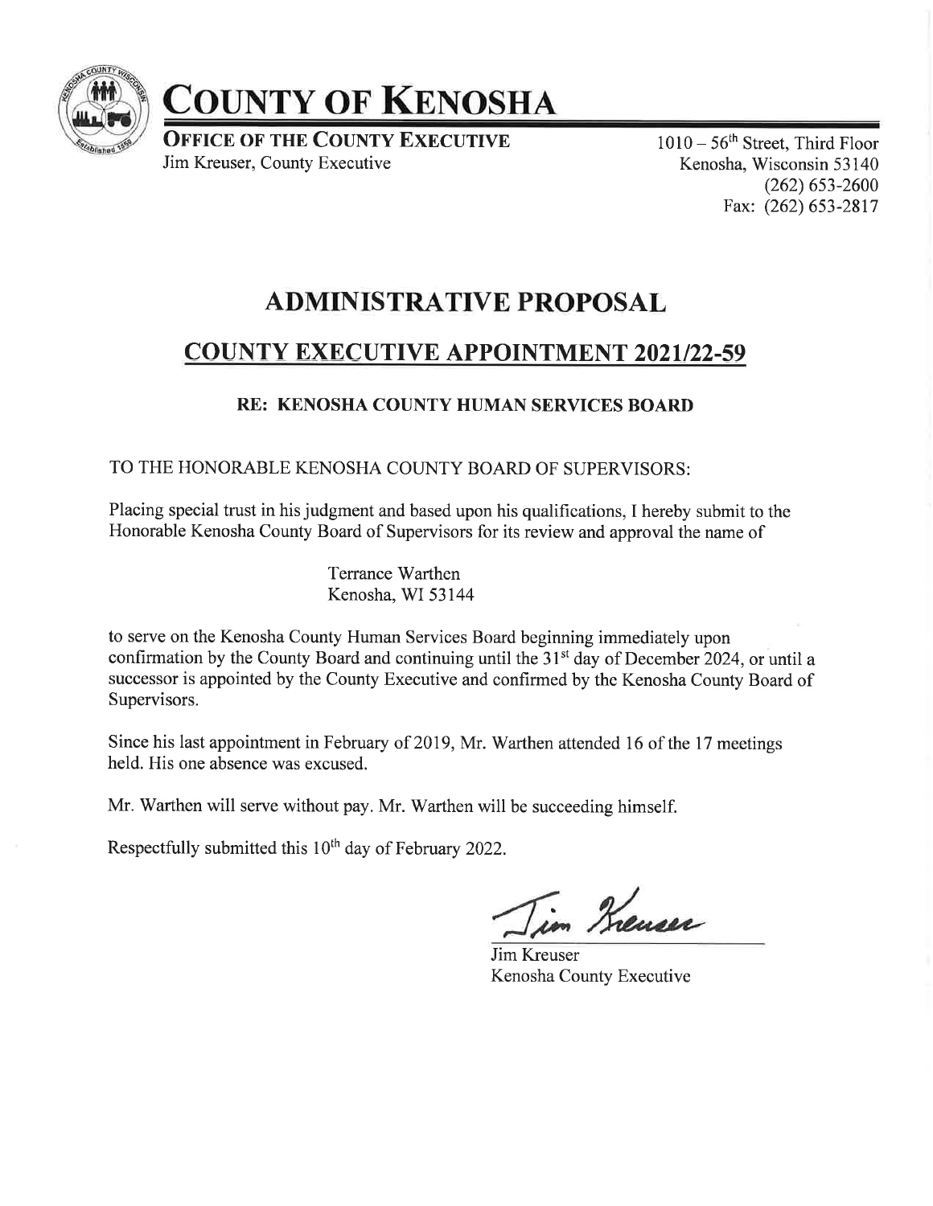# COUNTY OF KENOSHA

**OFFICE OF THE COUNTY EXECUTIVE**
Jim Kreuser, County Executive

1010 – 56th Street, Third Floor
Kenosha, Wisconsin 53140
(262) 653-2600
Fax: (262) 653-2817

## ADMINISTRATIVE PROPOSAL

## COUNTY EXECUTIVE APPOINTMENT 2021/22-59

### RE: KENOSHA COUNTY HUMAN SERVICES BOARD

TO THE HONORABLE KENOSHA COUNTY BOARD OF SUPERVISORS:

Placing special trust in his judgment and based upon his qualifications, I hereby submit to the Honorable Kenosha County Board of Supervisors for its review and approval the name of

Terrance Warthen
Kenosha, WI 53144

to serve on the Kenosha County Human Services Board beginning immediately upon confirmation by the County Board and continuing until the 31st day of December 2024, or until a successor is appointed by the County Executive and confirmed by the Kenosha County Board of Supervisors.

Since his last appointment in February of 2019, Mr. Warthen attended 16 of the 17 meetings held. His one absence was excused.

Mr. Warthen will serve without pay. Mr. Warthen will be succeeding himself.

Respectfully submitted this 10th day of February 2022.

Jim Kreuser
Kenosha County Executive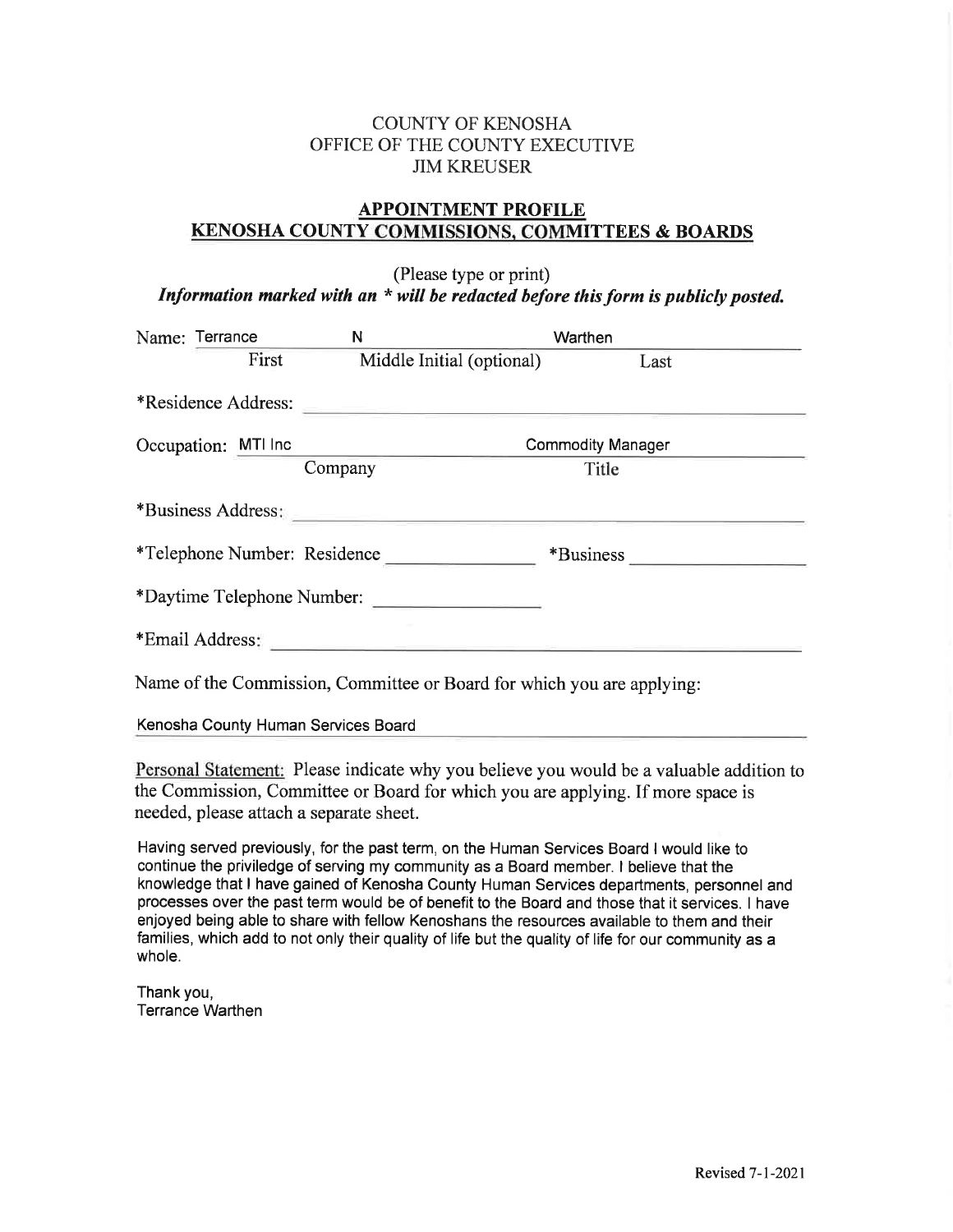COUNTY OF KENOSHA
OFFICE OF THE COUNTY EXECUTIVE
JIM KREUSER

## APPOINTMENT PROFILE
## KENOSHA COUNTY COMMISSIONS, COMMITTEES & BOARDS

(Please type or print)

***Information marked with an * will be redacted before this form is publicly posted.***

Name: Terrance (First) N (Middle Initial (optional)) Warthen (Last)

*Residence Address:

Occupation: MTI Inc (Company) Commodity Manager (Title)

*Business Address:

*Telephone Number: Residence ______ *Business ______

*Daytime Telephone Number:

*Email Address:

Name of the Commission, Committee or Board for which you are applying:

Kenosha County Human Services Board

Personal Statement: Please indicate why you believe you would be a valuable addition to the Commission, Committee or Board for which you are applying. If more space is needed, please attach a separate sheet.

Having served previously, for the past term, on the Human Services Board I would like to continue the priviledge of serving my community as a Board member. I believe that the knowledge that I have gained of Kenosha County Human Services departments, personnel and processes over the past term would be of benefit to the Board and those that it services. I have enjoyed being able to share with fellow Kenoshans the resources available to them and their families, which add to not only their quality of life but the quality of life for our community as a whole.

Thank you,
Terrance Warthen

Revised 7-1-2021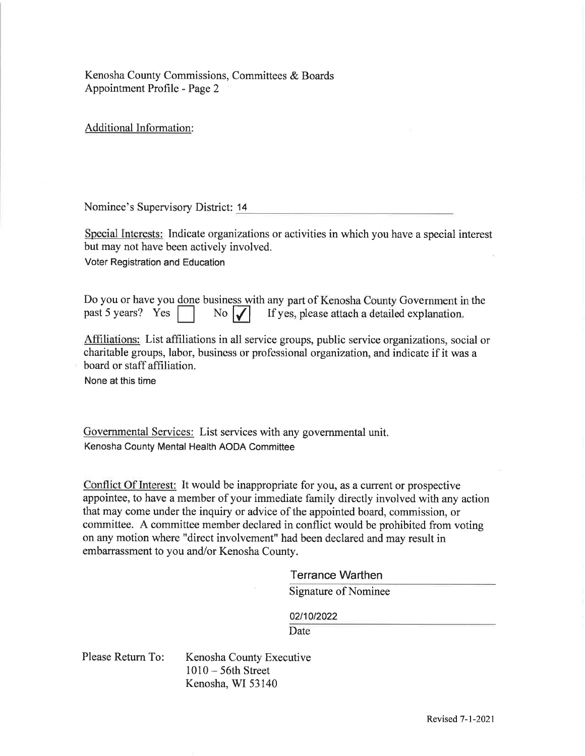Kenosha County Commissions, Committees & Boards
Appointment Profile - Page 2

Additional Information:

Nominee's Supervisory District: 14

Special Interests: Indicate organizations or activities in which you have a special interest but may not have been actively involved.

Voter Registration and Education

Do you or have you done business with any part of Kenosha County Government in the past 5 years? Yes ☐ No ☑ If yes, please attach a detailed explanation.

Affiliations: List affiliations in all service groups, public service organizations, social or charitable groups, labor, business or professional organization, and indicate if it was a board or staff affiliation.

None at this time

Governmental Services: List services with any governmental unit.

Kenosha County Mental Health AODA Committee

Conflict Of Interest: It would be inappropriate for you, as a current or prospective appointee, to have a member of your immediate family directly involved with any action that may come under the inquiry or advice of the appointed board, commission, or committee. A committee member declared in conflict would be prohibited from voting on any motion where "direct involvement" had been declared and may result in embarrassment to you and/or Kenosha County.

Terrance Warthen
Signature of Nominee

02/10/2022
Date

Please Return To: Kenosha County Executive
1010 – 56th Street
Kenosha, WI 53140

Revised 7-1-2021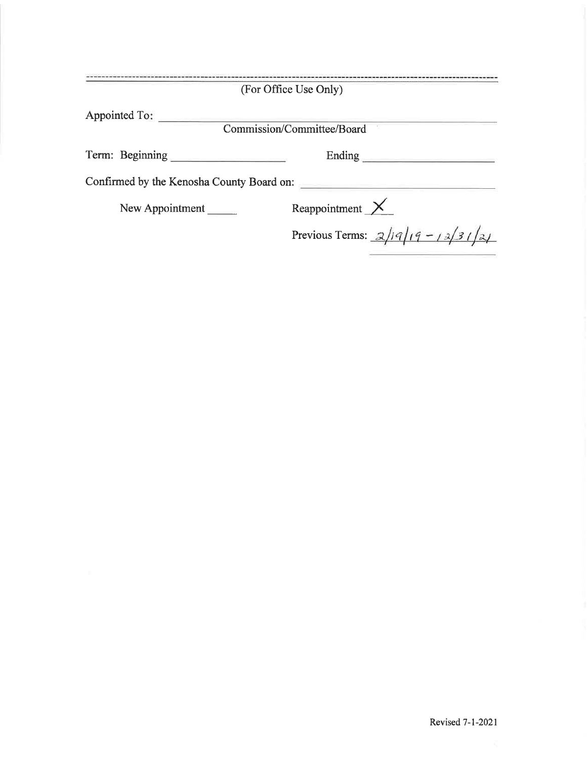---

(For Office Use Only)

Appointed To: ______________________________
Commission/Committee/Board

Term: Beginning ________________ Ending ________________

Confirmed by the Kenosha County Board on: ________________

New Appointment _____ Reappointment X

Previous Terms: 2/19/19 - 12/31/21

Revised 7-1-2021